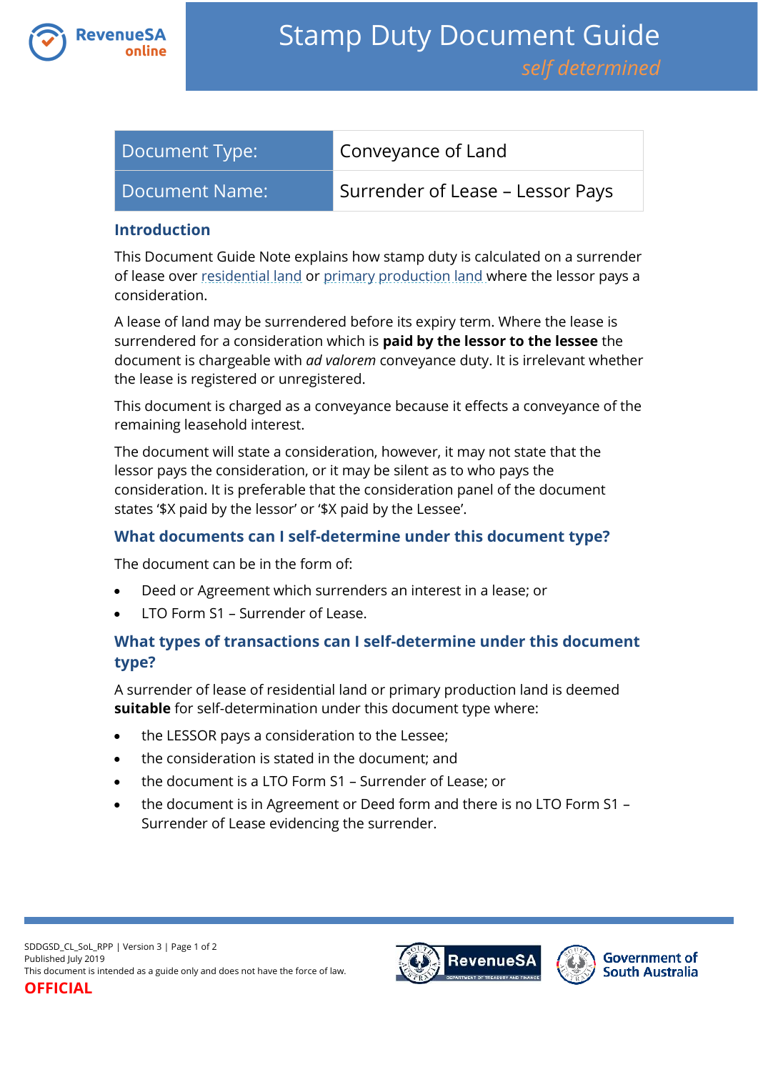# Stamp Duty Document Guide

*self determined*

| Document Type: | Conveyance of Land |
|---|---|
| Document Name: | Surrender of Lease – Lessor Pays |

## Introduction

This Document Guide Note explains how stamp duty is calculated on a surrender of lease over residential land or primary production land where the lessor pays a consideration.

A lease of land may be surrendered before its expiry term. Where the lease is surrendered for a consideration which is **paid by the lessor to the lessee** the document is chargeable with *ad valorem* conveyance duty. It is irrelevant whether the lease is registered or unregistered.

This document is charged as a conveyance because it effects a conveyance of the remaining leasehold interest.

The document will state a consideration, however, it may not state that the lessor pays the consideration, or it may be silent as to who pays the consideration. It is preferable that the consideration panel of the document states '$X paid by the lessor' or '$X paid by the Lessee'.

## What documents can I self-determine under this document type?

The document can be in the form of:

- Deed or Agreement which surrenders an interest in a lease; or
- LTO Form S1 – Surrender of Lease.

## What types of transactions can I self-determine under this document type?

A surrender of lease of residential land or primary production land is deemed **suitable** for self-determination under this document type where:

- the LESSOR pays a consideration to the Lessee;
- the consideration is stated in the document; and
- the document is a LTO Form S1 – Surrender of Lease; or
- the document is in Agreement or Deed form and there is no LTO Form S1 – Surrender of Lease evidencing the surrender.

SDDGSD_CL_SoL_RPP | Version 3
Published July 2019
This document is intended as a guide only and does not have the force of law.
**OFFICIAL**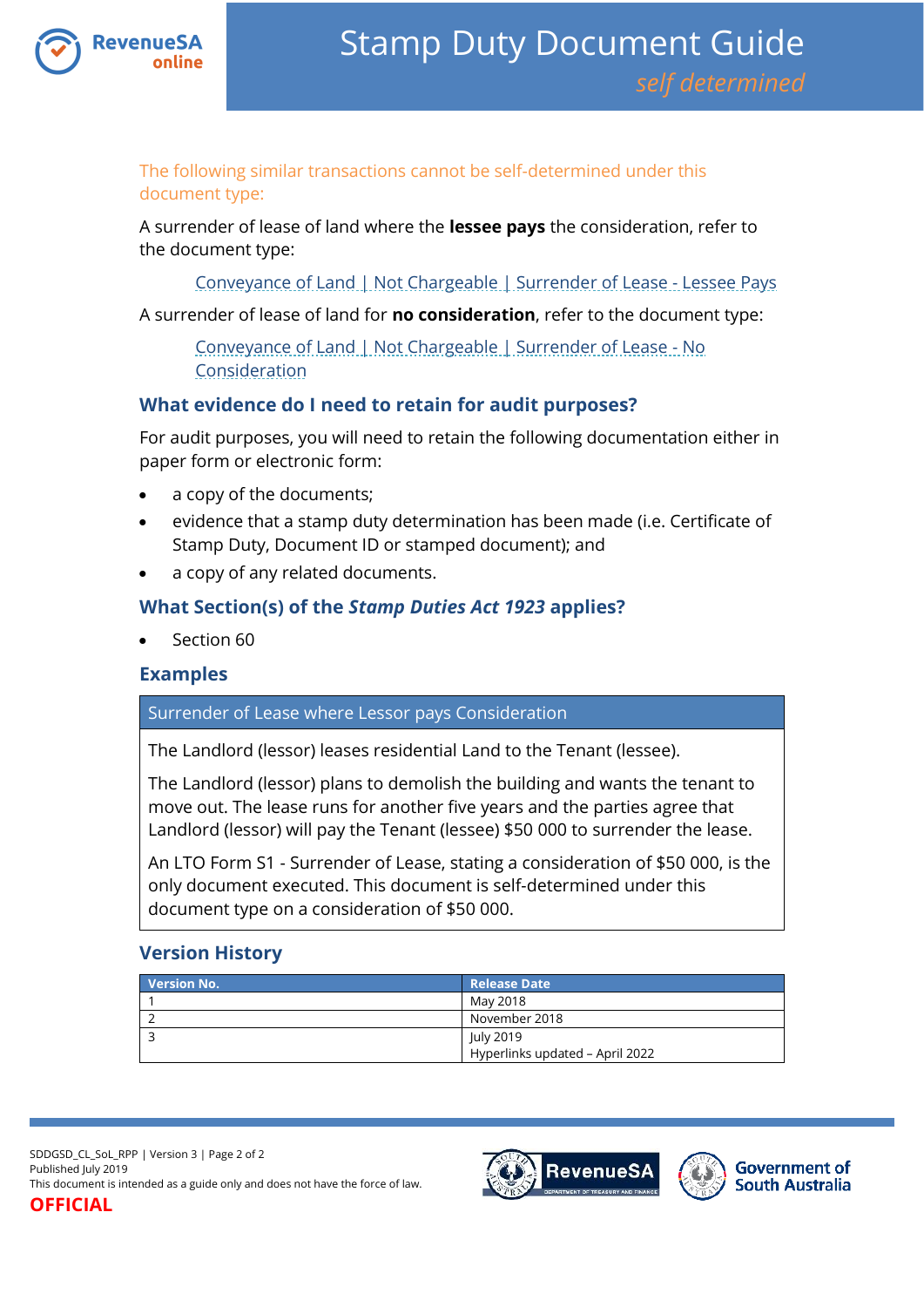The following similar transactions cannot be self-determined under this document type:

A surrender of lease of land where the **lessee pays** the consideration, refer to the document type:

> Conveyance of Land | Not Chargeable | Surrender of Lease - Lessee Pays

A surrender of lease of land for **no consideration**, refer to the document type:

> Conveyance of Land | Not Chargeable | Surrender of Lease - No Consideration

## What evidence do I need to retain for audit purposes?

For audit purposes, you will need to retain the following documentation either in paper form or electronic form:

- a copy of the documents;
- evidence that a stamp duty determination has been made (i.e. Certificate of Stamp Duty, Document ID or stamped document); and
- a copy of any related documents.

## What Section(s) of the *Stamp Duties Act 1923* applies?

- Section 60

## Examples

| Surrender of Lease where Lessor pays Consideration |
|---|
| The Landlord (lessor) leases residential Land to the Tenant (lessee).<br><br>The Landlord (lessor) plans to demolish the building and wants the tenant to move out. The lease runs for another five years and the parties agree that Landlord (lessor) will pay the Tenant (lessee) $50 000 to surrender the lease.<br><br>An LTO Form S1 - Surrender of Lease, stating a consideration of $50 000, is the only document executed. This document is self-determined under this document type on a consideration of $50 000. |

## Version History

| Version No. | Release Date |
|---|---|
| 1 | May 2018 |
| 2 | November 2018 |
| 3 | July 2019<br>Hyperlinks updated – April 2022 |

SDDGSD_CL_SoL_RPP | Version 3
Published July 2019
This document is intended as a guide only and does not have the force of law.
**OFFICIAL**